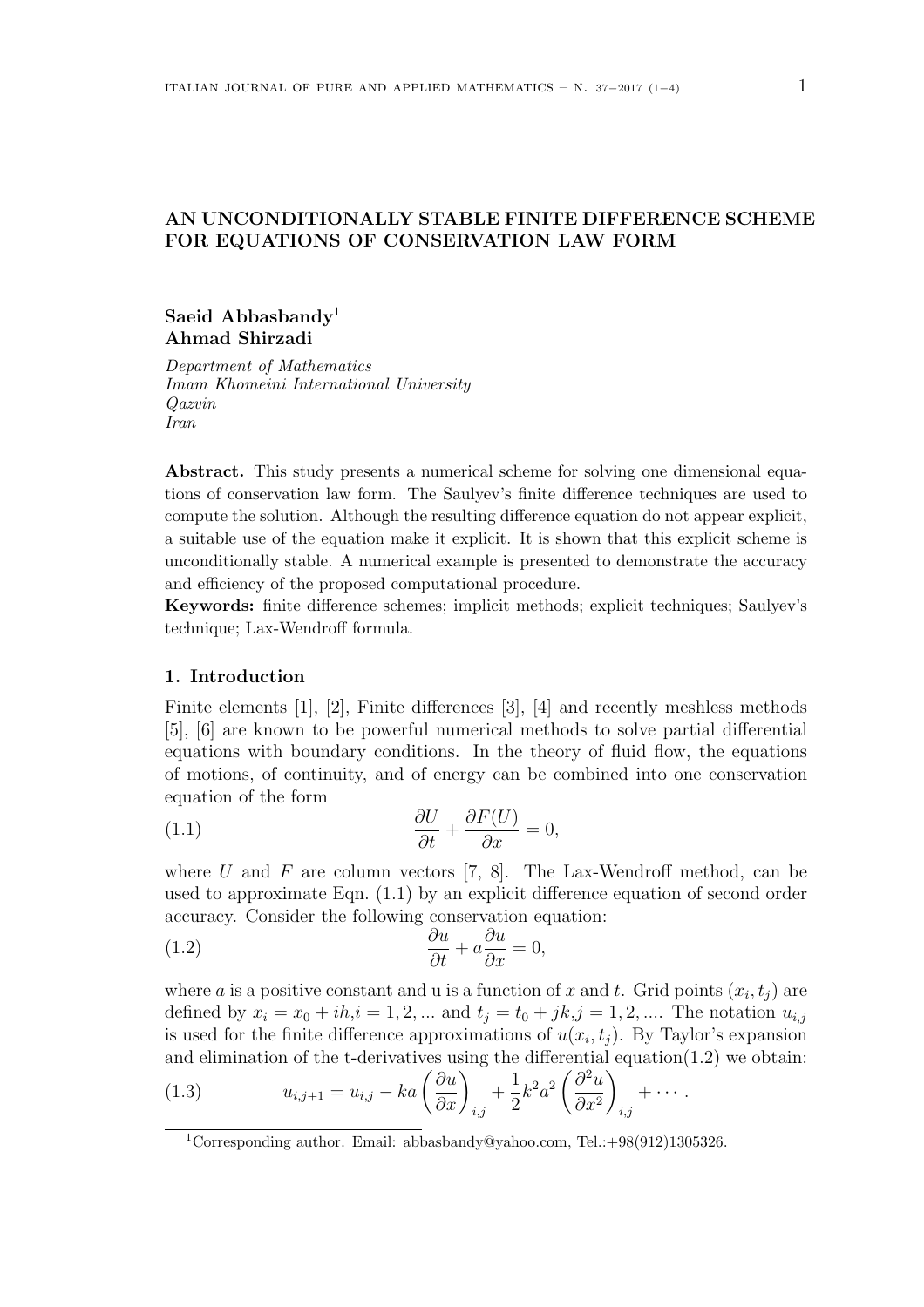# AN UNCONDITIONALLY STABLE FINITE DIFFERENCE SCHEME FOR EQUATIONS OF CONSERVATION LAW FORM

**Saeid Abbasbandy**[1]
**Ahmad Shirzadi**

*Department of Mathematics*
*Imam Khomeini International University*
*Qazvin*
*Iran*

**Abstract.** This study presents a numerical scheme for solving one dimensional equations of conservation law form. The Saulyev's finite difference techniques are used to compute the solution. Although the resulting difference equation do not appear explicit, a suitable use of the equation make it explicit. It is shown that this explicit scheme is unconditionally stable. A numerical example is presented to demonstrate the accuracy and efficiency of the proposed computational procedure.

**Keywords:** finite difference schemes; implicit methods; explicit techniques; Saulyev's technique; Lax-Wendroff formula.

## 1. Introduction

Finite elements [1], [2], Finite differences [3], [4] and recently meshless methods [5], [6] are known to be powerful numerical methods to solve partial differential equations with boundary conditions. In the theory of fluid flow, the equations of motions, of continuity, and of energy can be combined into one conservation equation of the form

$$\frac{\partial U}{\partial t} + \frac{\partial F(U)}{\partial x} = 0, \tag{1.1}$$

where $U$ and $F$ are column vectors [7, 8]. The Lax-Wendroff method, can be used to approximate Eqn. (1.1) by an explicit difference equation of second order accuracy. Consider the following conservation equation:

$$\frac{\partial u}{\partial t} + a\frac{\partial u}{\partial x} = 0, \tag{1.2}$$

where $a$ is a positive constant and u is a function of $x$ and $t$. Grid points $(x_i, t_j)$ are defined by $x_i = x_0 + ih, i = 1, 2, ...$ and $t_j = t_0 + jk, j = 1, 2, ....$ The notation $u_{i,j}$ is used for the finite difference approximations of $u(x_i, t_j)$. By Taylor's expansion and elimination of the t-derivatives using the differential equation(1.2) we obtain:

$$u_{i,j+1} = u_{i,j} - ka\left(\frac{\partial u}{\partial x}\right)_{i,j} + \frac{1}{2}k^2a^2\left(\frac{\partial^2 u}{\partial x^2}\right)_{i,j} + \cdots . \tag{1.3}$$

[1] Corresponding author. Email: abbasbandy@yahoo.com, Tel.:+98(912)1305326.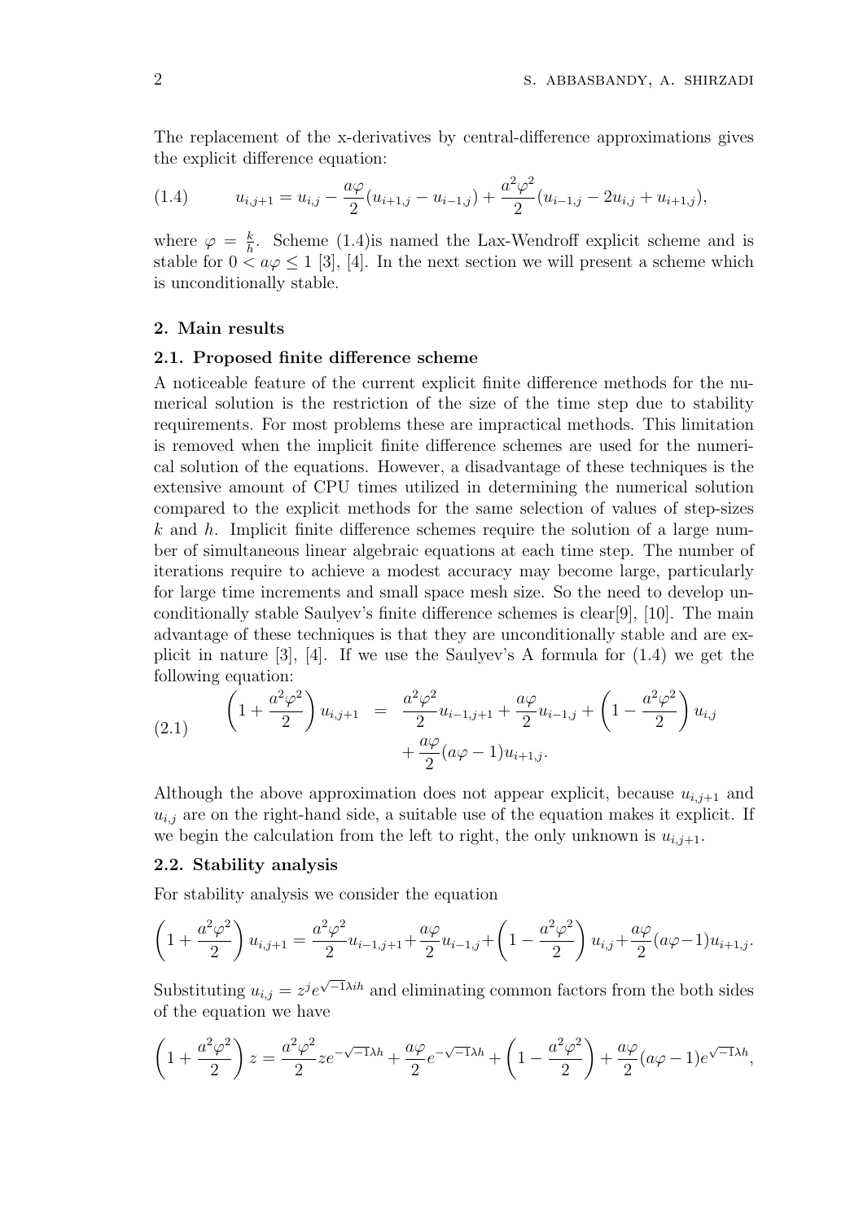The replacement of the x-derivatives by central-difference approximations gives the explicit difference equation:

$$u_{i,j+1} = u_{i,j} - \frac{a\varphi}{2}(u_{i+1,j} - u_{i-1,j}) + \frac{a^2\varphi^2}{2}(u_{i-1,j} - 2u_{i,j} + u_{i+1,j}), \tag{1.4}$$

where $\varphi = \frac{k}{h}$. Scheme (1.4)is named the Lax-Wendroff explicit scheme and is stable for $0 < a\varphi \leq 1$ [3], [4]. In the next section we will present a scheme which is unconditionally stable.

## 2. Main results

### 2.1. Proposed finite difference scheme

A noticeable feature of the current explicit finite difference methods for the numerical solution is the restriction of the size of the time step due to stability requirements. For most problems these are impractical methods. This limitation is removed when the implicit finite difference schemes are used for the numerical solution of the equations. However, a disadvantage of these techniques is the extensive amount of CPU times utilized in determining the numerical solution compared to the explicit methods for the same selection of values of step-sizes $k$ and $h$. Implicit finite difference schemes require the solution of a large number of simultaneous linear algebraic equations at each time step. The number of iterations require to achieve a modest accuracy may become large, particularly for large time increments and small space mesh size. So the need to develop unconditionally stable Saulyev's finite difference schemes is clear[9], [10]. The main advantage of these techniques is that they are unconditionally stable and are explicit in nature [3], [4]. If we use the Saulyev's A formula for (1.4) we get the following equation:

$$\begin{aligned}\left(1 + \frac{a^2\varphi^2}{2}\right) u_{i,j+1} &= \frac{a^2\varphi^2}{2} u_{i-1,j+1} + \frac{a\varphi}{2} u_{i-1,j} + \left(1 - \frac{a^2\varphi^2}{2}\right) u_{i,j} \\ &\quad + \frac{a\varphi}{2}(a\varphi - 1) u_{i+1,j}.\end{aligned} \tag{2.1}$$

Although the above approximation does not appear explicit, because $u_{i,j+1}$ and $u_{i,j}$ are on the right-hand side, a suitable use of the equation makes it explicit. If we begin the calculation from the left to right, the only unknown is $u_{i,j+1}$.

### 2.2. Stability analysis

For stability analysis we consider the equation

$$\left(1 + \frac{a^2\varphi^2}{2}\right) u_{i,j+1} = \frac{a^2\varphi^2}{2} u_{i-1,j+1} + \frac{a\varphi}{2} u_{i-1,j} + \left(1 - \frac{a^2\varphi^2}{2}\right) u_{i,j} + \frac{a\varphi}{2}(a\varphi - 1) u_{i+1,j}.$$

Substituting $u_{i,j} = z^j e^{\sqrt{-1}\lambda i h}$ and eliminating common factors from the both sides of the equation we have

$$\left(1 + \frac{a^2\varphi^2}{2}\right) z = \frac{a^2\varphi^2}{2} z e^{-\sqrt{-1}\lambda h} + \frac{a\varphi}{2} e^{-\sqrt{-1}\lambda h} + \left(1 - \frac{a^2\varphi^2}{2}\right) + \frac{a\varphi}{2}(a\varphi - 1) e^{\sqrt{-1}\lambda h},$$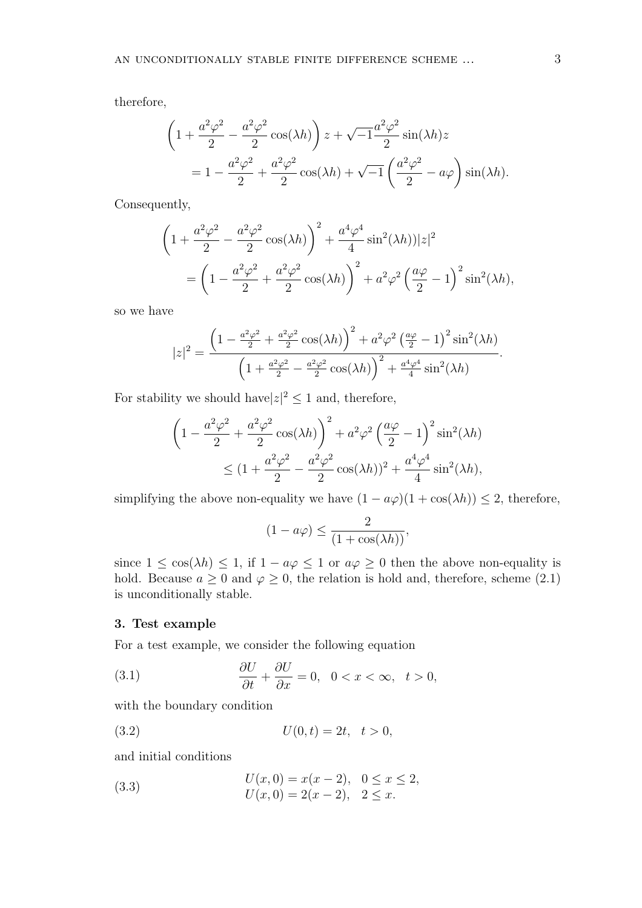therefore,

$$\left(1+\frac{a^2\varphi^2}{2}-\frac{a^2\varphi^2}{2}\cos(\lambda h)\right)z+\sqrt{-1}\frac{a^2\varphi^2}{2}\sin(\lambda h)z$$
$$=1-\frac{a^2\varphi^2}{2}+\frac{a^2\varphi^2}{2}\cos(\lambda h)+\sqrt{-1}\left(\frac{a^2\varphi^2}{2}-a\varphi\right)\sin(\lambda h).$$

Consequently,

$$\left(1+\frac{a^2\varphi^2}{2}-\frac{a^2\varphi^2}{2}\cos(\lambda h)\right)^2+\frac{a^4\varphi^4}{4}\sin^2(\lambda h))|z|^2$$
$$=\left(1-\frac{a^2\varphi^2}{2}+\frac{a^2\varphi^2}{2}\cos(\lambda h)\right)^2+a^2\varphi^2\left(\frac{a\varphi}{2}-1\right)^2\sin^2(\lambda h),$$

so we have

$$|z|^2=\frac{\left(1-\frac{a^2\varphi^2}{2}+\frac{a^2\varphi^2}{2}\cos(\lambda h)\right)^2+a^2\varphi^2\left(\frac{a\varphi}{2}-1\right)^2\sin^2(\lambda h)}{\left(1+\frac{a^2\varphi^2}{2}-\frac{a^2\varphi^2}{2}\cos(\lambda h)\right)^2+\frac{a^4\varphi^4}{4}\sin^2(\lambda h)}.$$

For stability we should have$|z|^2\leq 1$ and, therefore,

$$\left(1-\frac{a^2\varphi^2}{2}+\frac{a^2\varphi^2}{2}\cos(\lambda h)\right)^2+a^2\varphi^2\left(\frac{a\varphi}{2}-1\right)^2\sin^2(\lambda h)$$
$$\leq(1+\frac{a^2\varphi^2}{2}-\frac{a^2\varphi^2}{2}\cos(\lambda h))^2+\frac{a^4\varphi^4}{4}\sin^2(\lambda h),$$

simplifying the above non-equality we have $(1-a\varphi)(1+\cos(\lambda h))\leq 2$, therefore,

$$(1-a\varphi)\leq\frac{2}{(1+\cos(\lambda h))},$$

since $1\leq\cos(\lambda h)\leq 1$, if $1-a\varphi\leq 1$ or $a\varphi\geq 0$ then the above non-equality is hold. Because $a\geq 0$ and $\varphi\geq 0$, the relation is hold and, therefore, scheme (2.1) is unconditionally stable.

## 3. Test example

For a test example, we consider the following equation

$$\frac{\partial U}{\partial t}+\frac{\partial U}{\partial x}=0,\quad 0<x<\infty,\quad t>0, \tag{3.1}$$

with the boundary condition

$$U(0,t)=2t,\quad t>0, \tag{3.2}$$

and initial conditions

$$\begin{aligned}U(x,0)&=x(x-2),\quad 0\leq x\leq 2,\\ U(x,0)&=2(x-2),\quad 2\leq x.\end{aligned} \tag{3.3}$$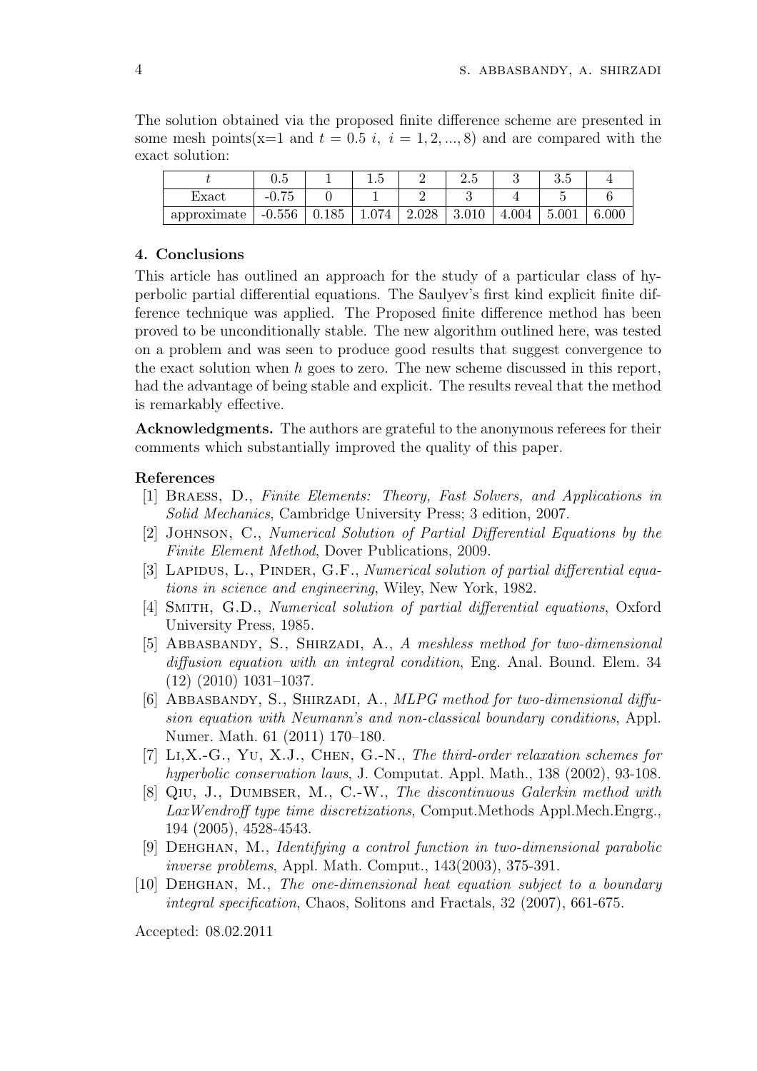The solution obtained via the proposed finite difference scheme are presented in some mesh points(x=1 and $t = 0.5\ i,\ i = 1, 2, ..., 8$) and are compared with the exact solution:

| $t$ | 0.5 | 1 | 1.5 | 2 | 2.5 | 3 | 3.5 | 4 |
|---|---|---|---|---|---|---|---|---|
| Exact | -0.75 | 0 | 1 | 2 | 3 | 4 | 5 | 6 |
| approximate | -0.556 | 0.185 | 1.074 | 2.028 | 3.010 | 4.004 | 5.001 | 6.000 |

## 4. Conclusions

This article has outlined an approach for the study of a particular class of hyperbolic partial differential equations. The Saulyev's first kind explicit finite difference technique was applied. The Proposed finite difference method has been proved to be unconditionally stable. The new algorithm outlined here, was tested on a problem and was seen to produce good results that suggest convergence to the exact solution when $h$ goes to zero. The new scheme discussed in this report, had the advantage of being stable and explicit. The results reveal that the method is remarkably effective.

**Acknowledgments.** The authors are grateful to the anonymous referees for their comments which substantially improved the quality of this paper.

## References

[1] Braess, D., *Finite Elements: Theory, Fast Solvers, and Applications in Solid Mechanics*, Cambridge University Press; 3 edition, 2007.

[2] Johnson, C., *Numerical Solution of Partial Differential Equations by the Finite Element Method*, Dover Publications, 2009.

[3] Lapidus, L., Pinder, G.F., *Numerical solution of partial differential equations in science and engineering*, Wiley, New York, 1982.

[4] Smith, G.D., *Numerical solution of partial differential equations*, Oxford University Press, 1985.

[5] Abbasbandy, S., Shirzadi, A., *A meshless method for two-dimensional diffusion equation with an integral condition*, Eng. Anal. Bound. Elem. 34 (12) (2010) 1031–1037.

[6] Abbasbandy, S., Shirzadi, A., *MLPG method for two-dimensional diffusion equation with Neumann's and non-classical boundary conditions*, Appl. Numer. Math. 61 (2011) 170–180.

[7] Li,X.-G., Yu, X.J., Chen, G.-N., *The third-order relaxation schemes for hyperbolic conservation laws*, J. Computat. Appl. Math., 138 (2002), 93-108.

[8] Qiu, J., Dumbser, M., C.-W., *The discontinuous Galerkin method with LaxWendroff type time discretizations*, Comput.Methods Appl.Mech.Engrg., 194 (2005), 4528-4543.

[9] Dehghan, M., *Identifying a control function in two-dimensional parabolic inverse problems*, Appl. Math. Comput., 143(2003), 375-391.

[10] Dehghan, M., *The one-dimensional heat equation subject to a boundary integral specification*, Chaos, Solitons and Fractals, 32 (2007), 661-675.

Accepted: 08.02.2011